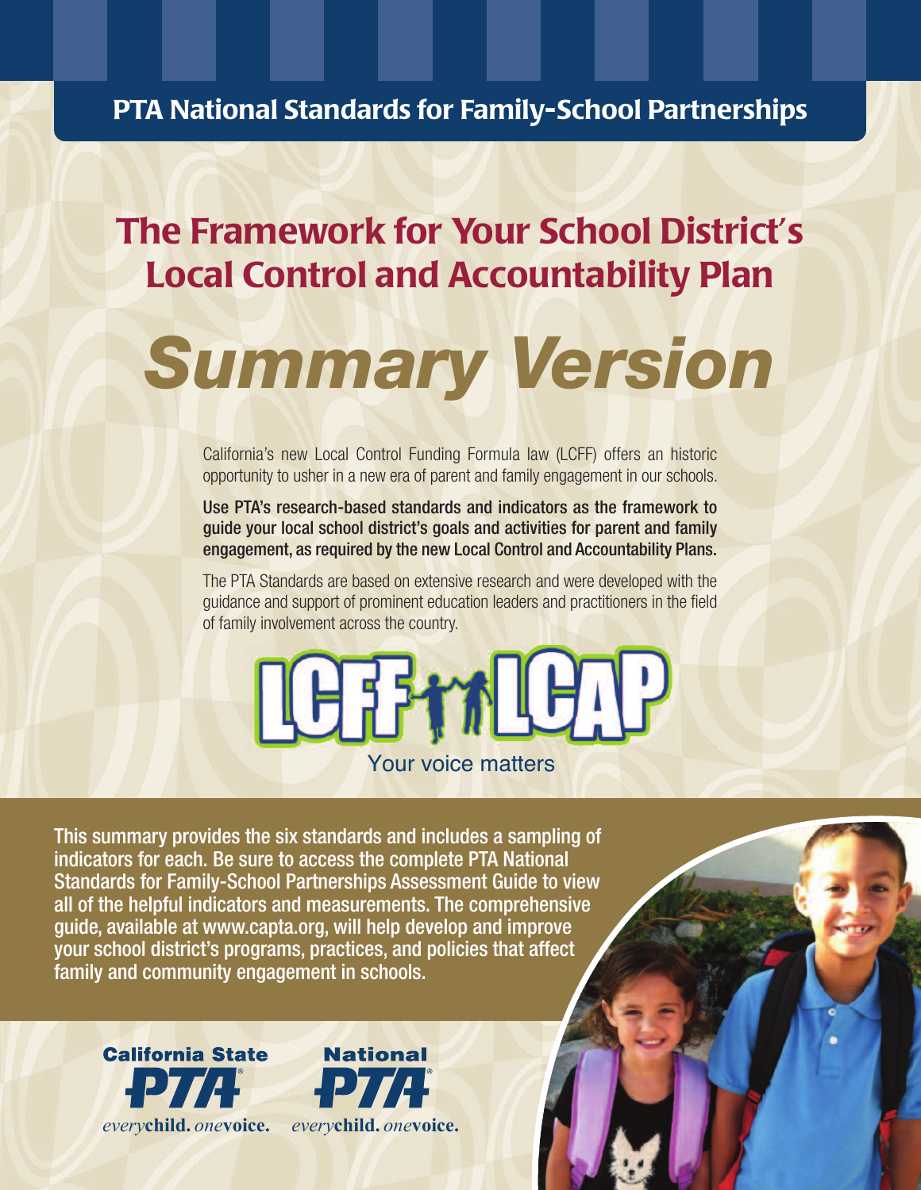**PTA National Standards for Family-School Partnerships**

# The Framework for Your School District's Local Control and Accountability Plan

# *Summary Version*

California's new Local Control Funding Formula law (LCFF) offers an historic opportunity to usher in a new era of parent and family engagement in our schools.

**Use PTA's research-based standards and indicators as the framework to guide your local school district's goals and activities for parent and family engagement, as required by the new Local Control and Accountability Plans.**

The PTA Standards are based on extensive research and were developed with the guidance and support of prominent education leaders and practitioners in the field of family involvement across the country.

LCFF LCAP

Your voice matters

**This summary provides the six standards and includes a sampling of indicators for each. Be sure to access the complete PTA National Standards for Family-School Partnerships Assessment Guide to view all of the helpful indicators and measurements. The comprehensive guide, available at www.capta.org, will help develop and improve your school district's programs, practices, and policies that affect family and community engagement in schools.**

California State PTA — *every*child. *one*voice.

National PTA — *every*child. *one*voice.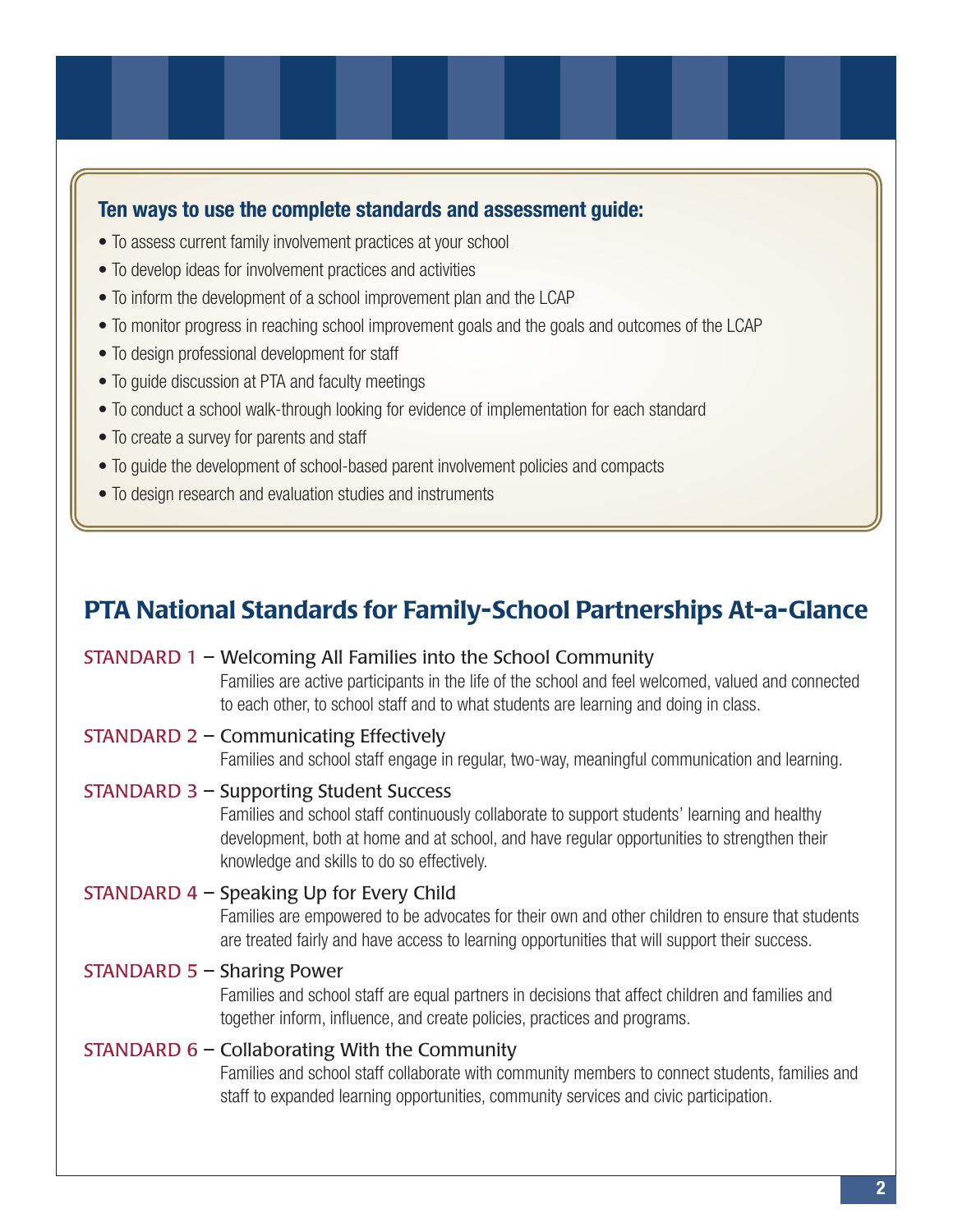### Ten ways to use the complete standards and assessment guide:

- To assess current family involvement practices at your school
- To develop ideas for involvement practices and activities
- To inform the development of a school improvement plan and the LCAP
- To monitor progress in reaching school improvement goals and the goals and outcomes of the LCAP
- To design professional development for staff
- To guide discussion at PTA and faculty meetings
- To conduct a school walk-through looking for evidence of implementation for each standard
- To create a survey for parents and staff
- To guide the development of school-based parent involvement policies and compacts
- To design research and evaluation studies and instruments

## PTA National Standards for Family-School Partnerships At-a-Glance

**STANDARD 1 – Welcoming All Families into the School Community**
Families are active participants in the life of the school and feel welcomed, valued and connected to each other, to school staff and to what students are learning and doing in class.

**STANDARD 2 – Communicating Effectively**
Families and school staff engage in regular, two-way, meaningful communication and learning.

**STANDARD 3 – Supporting Student Success**
Families and school staff continuously collaborate to support students' learning and healthy development, both at home and at school, and have regular opportunities to strengthen their knowledge and skills to do so effectively.

**STANDARD 4 – Speaking Up for Every Child**
Families are empowered to be advocates for their own and other children to ensure that students are treated fairly and have access to learning opportunities that will support their success.

**STANDARD 5 – Sharing Power**
Families and school staff are equal partners in decisions that affect children and families and together inform, influence, and create policies, practices and programs.

**STANDARD 6 – Collaborating With the Community**
Families and school staff collaborate with community members to connect students, families and staff to expanded learning opportunities, community services and civic participation.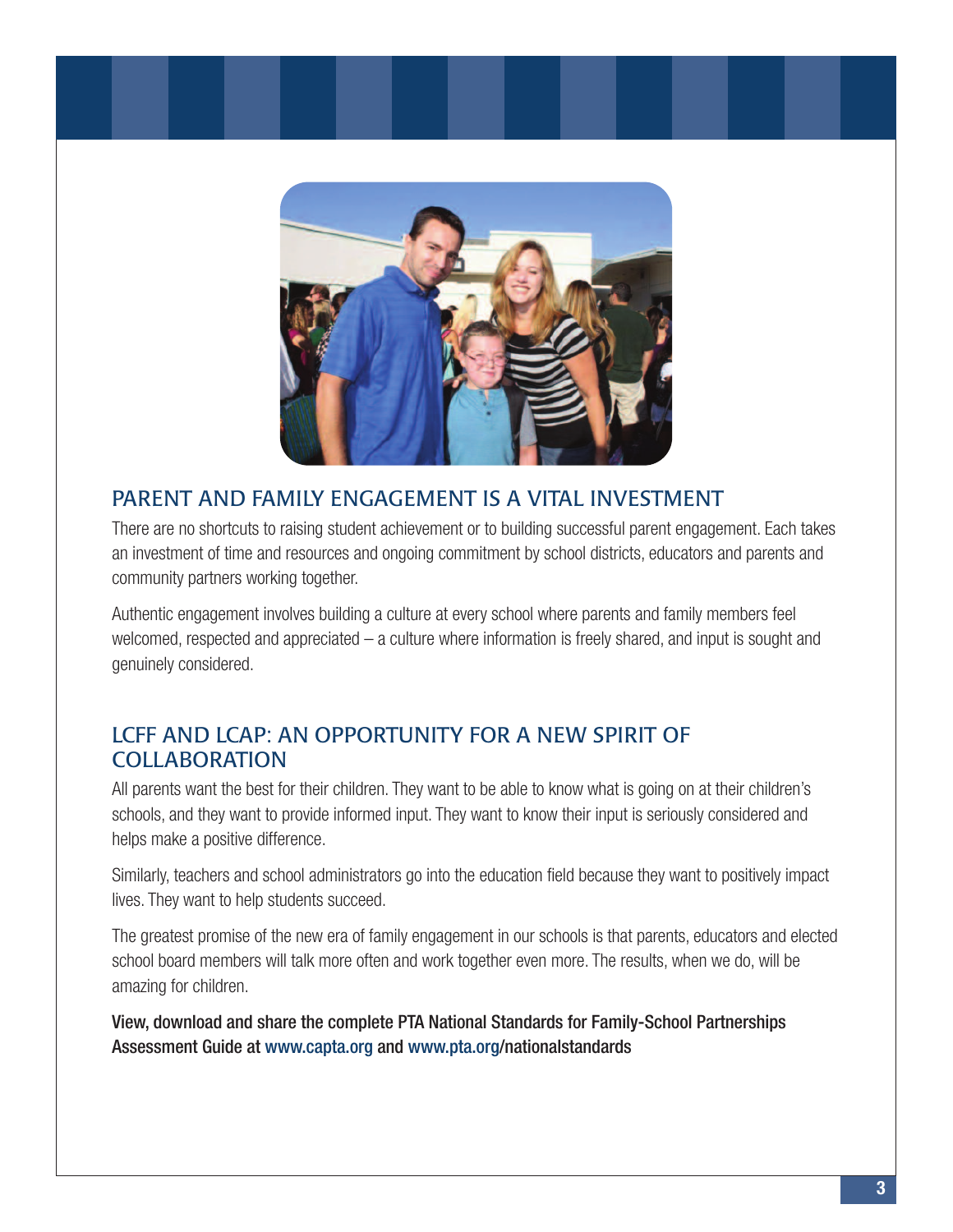## PARENT AND FAMILY ENGAGEMENT IS A VITAL INVESTMENT

There are no shortcuts to raising student achievement or to building successful parent engagement. Each takes an investment of time and resources and ongoing commitment by school districts, educators and parents and community partners working together.

Authentic engagement involves building a culture at every school where parents and family members feel welcomed, respected and appreciated – a culture where information is freely shared, and input is sought and genuinely considered.

## LCFF AND LCAP: AN OPPORTUNITY FOR A NEW SPIRIT OF COLLABORATION

All parents want the best for their children. They want to be able to know what is going on at their children's schools, and they want to provide informed input. They want to know their input is seriously considered and helps make a positive difference.

Similarly, teachers and school administrators go into the education field because they want to positively impact lives. They want to help students succeed.

The greatest promise of the new era of family engagement in our schools is that parents, educators and elected school board members will talk more often and work together even more. The results, when we do, will be amazing for children.

**View, download and share the complete PTA National Standards for Family-School Partnerships Assessment Guide at www.capta.org and www.pta.org/nationalstandards**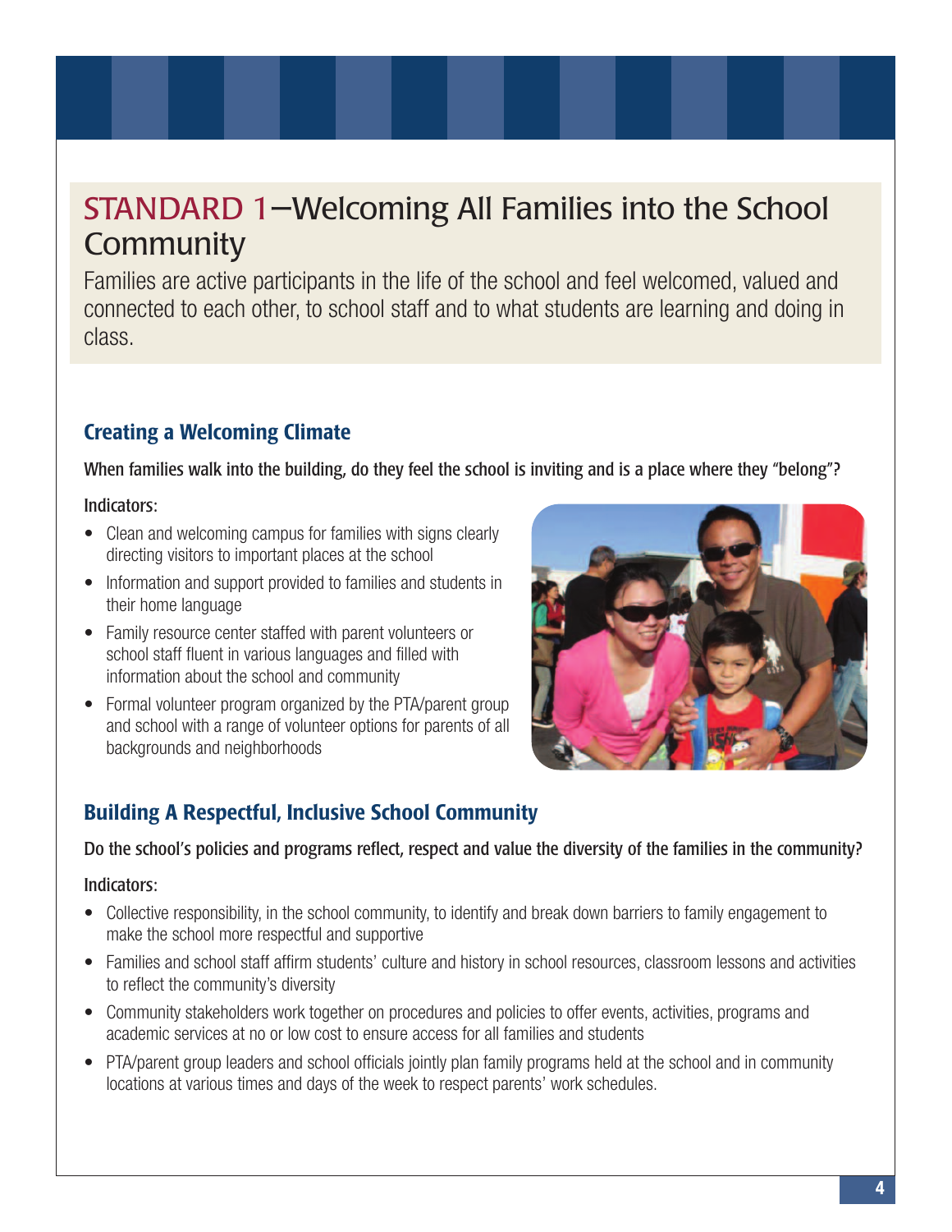# STANDARD 1—Welcoming All Families into the School Community

Families are active participants in the life of the school and feel welcomed, valued and connected to each other, to school staff and to what students are learning and doing in class.

## Creating a Welcoming Climate

When families walk into the building, do they feel the school is inviting and is a place where they "belong"?

Indicators:

- Clean and welcoming campus for families with signs clearly directing visitors to important places at the school
- Information and support provided to families and students in their home language
- Family resource center staffed with parent volunteers or school staff fluent in various languages and filled with information about the school and community
- Formal volunteer program organized by the PTA/parent group and school with a range of volunteer options for parents of all backgrounds and neighborhoods

## Building A Respectful, Inclusive School Community

Do the school's policies and programs reflect, respect and value the diversity of the families in the community?

Indicators:

- Collective responsibility, in the school community, to identify and break down barriers to family engagement to make the school more respectful and supportive
- Families and school staff affirm students' culture and history in school resources, classroom lessons and activities to reflect the community's diversity
- Community stakeholders work together on procedures and policies to offer events, activities, programs and academic services at no or low cost to ensure access for all families and students
- PTA/parent group leaders and school officials jointly plan family programs held at the school and in community locations at various times and days of the week to respect parents' work schedules.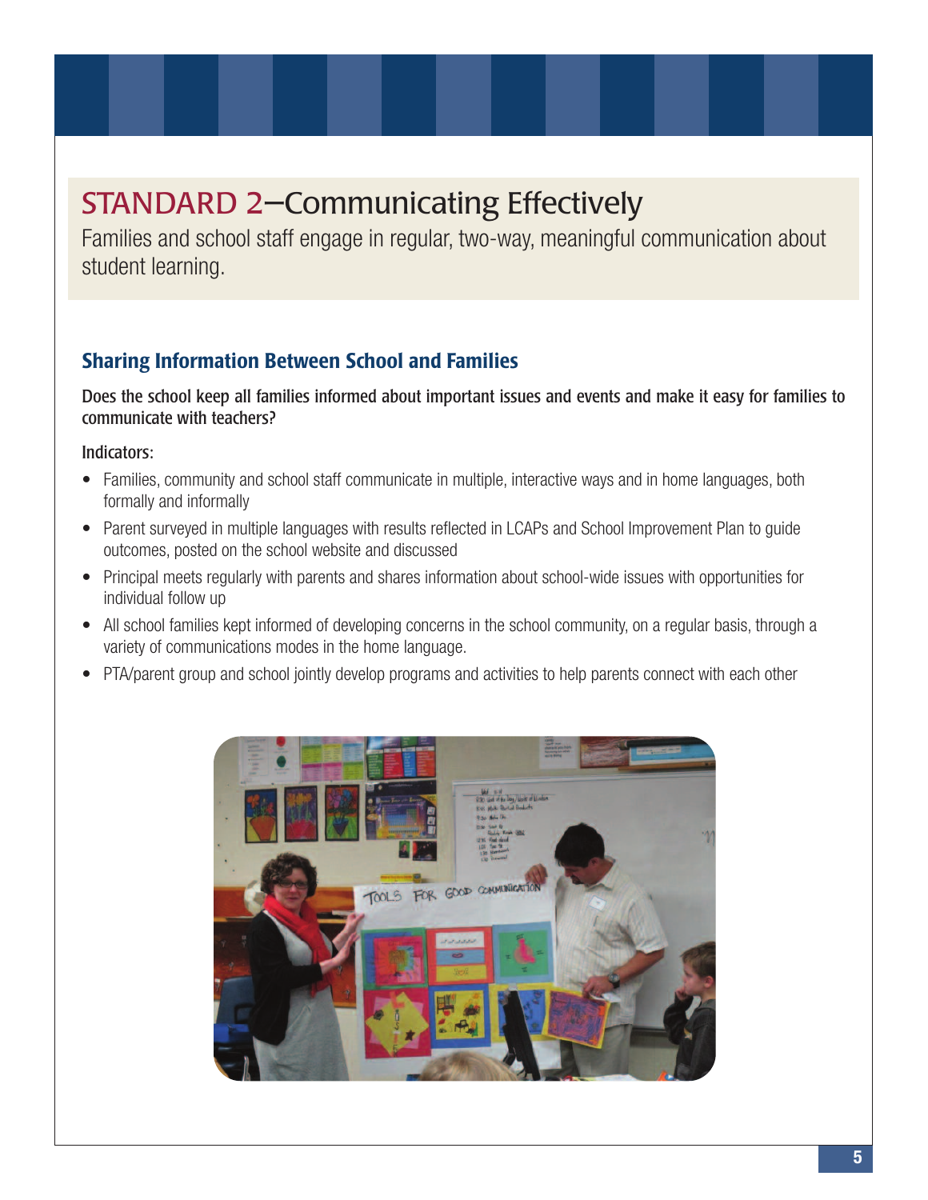# STANDARD 2—Communicating Effectively

Families and school staff engage in regular, two-way, meaningful communication about student learning.

## Sharing Information Between School and Families

**Does the school keep all families informed about important issues and events and make it easy for families to communicate with teachers?**

Indicators:

- Families, community and school staff communicate in multiple, interactive ways and in home languages, both formally and informally
- Parent surveyed in multiple languages with results reflected in LCAPs and School Improvement Plan to guide outcomes, posted on the school website and discussed
- Principal meets regularly with parents and shares information about school-wide issues with opportunities for individual follow up
- All school families kept informed of developing concerns in the school community, on a regular basis, through a variety of communications modes in the home language.
- PTA/parent group and school jointly develop programs and activities to help parents connect with each other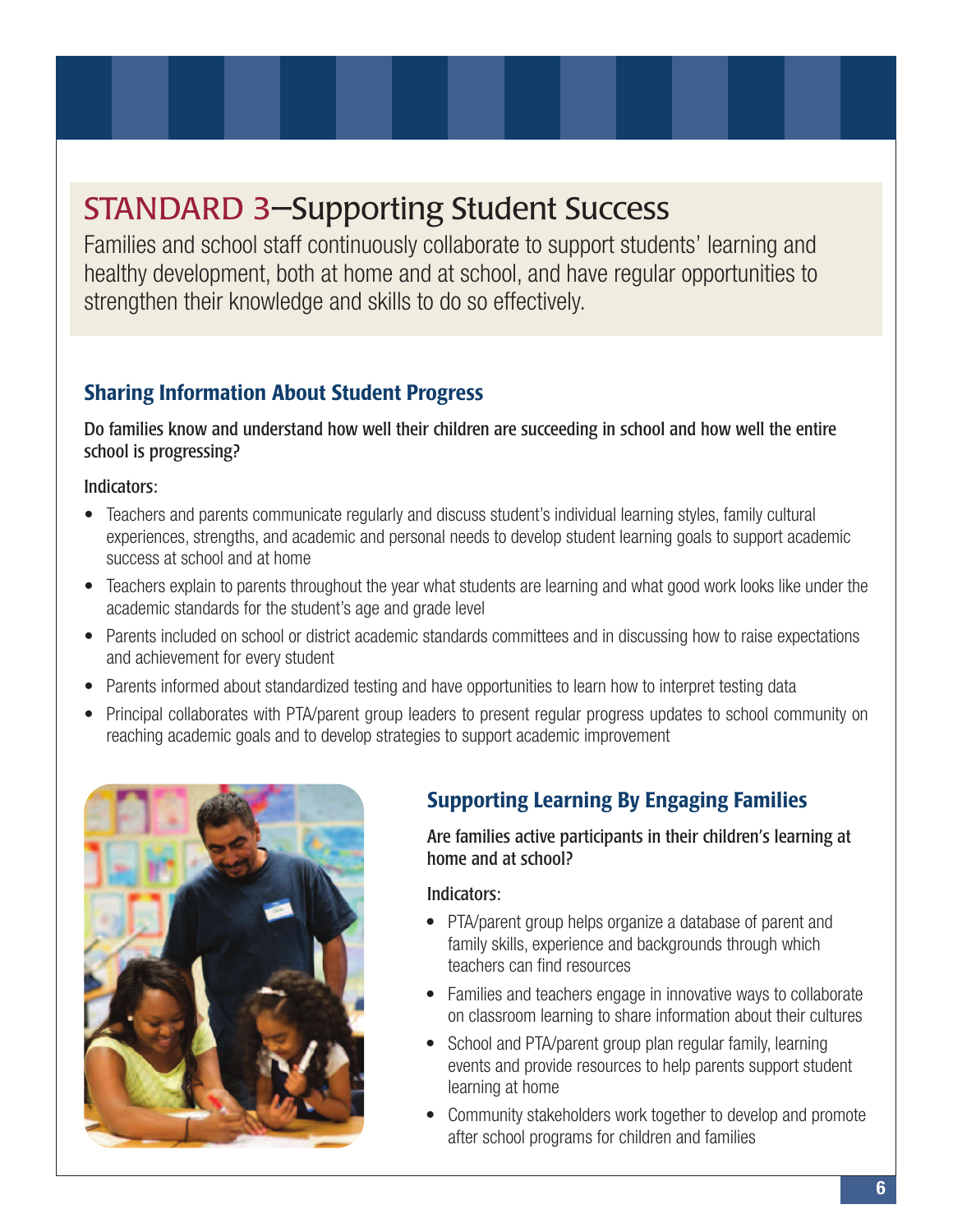# STANDARD 3—Supporting Student Success

Families and school staff continuously collaborate to support students' learning and healthy development, both at home and at school, and have regular opportunities to strengthen their knowledge and skills to do so effectively.

## Sharing Information About Student Progress

Do families know and understand how well their children are succeeding in school and how well the entire school is progressing?

Indicators:

- Teachers and parents communicate regularly and discuss student's individual learning styles, family cultural experiences, strengths, and academic and personal needs to develop student learning goals to support academic success at school and at home
- Teachers explain to parents throughout the year what students are learning and what good work looks like under the academic standards for the student's age and grade level
- Parents included on school or district academic standards committees and in discussing how to raise expectations and achievement for every student
- Parents informed about standardized testing and have opportunities to learn how to interpret testing data
- Principal collaborates with PTA/parent group leaders to present regular progress updates to school community on reaching academic goals and to develop strategies to support academic improvement

## Supporting Learning By Engaging Families

Are families active participants in their children's learning at home and at school?

Indicators:

- PTA/parent group helps organize a database of parent and family skills, experience and backgrounds through which teachers can find resources
- Families and teachers engage in innovative ways to collaborate on classroom learning to share information about their cultures
- School and PTA/parent group plan regular family, learning events and provide resources to help parents support student learning at home
- Community stakeholders work together to develop and promote after school programs for children and families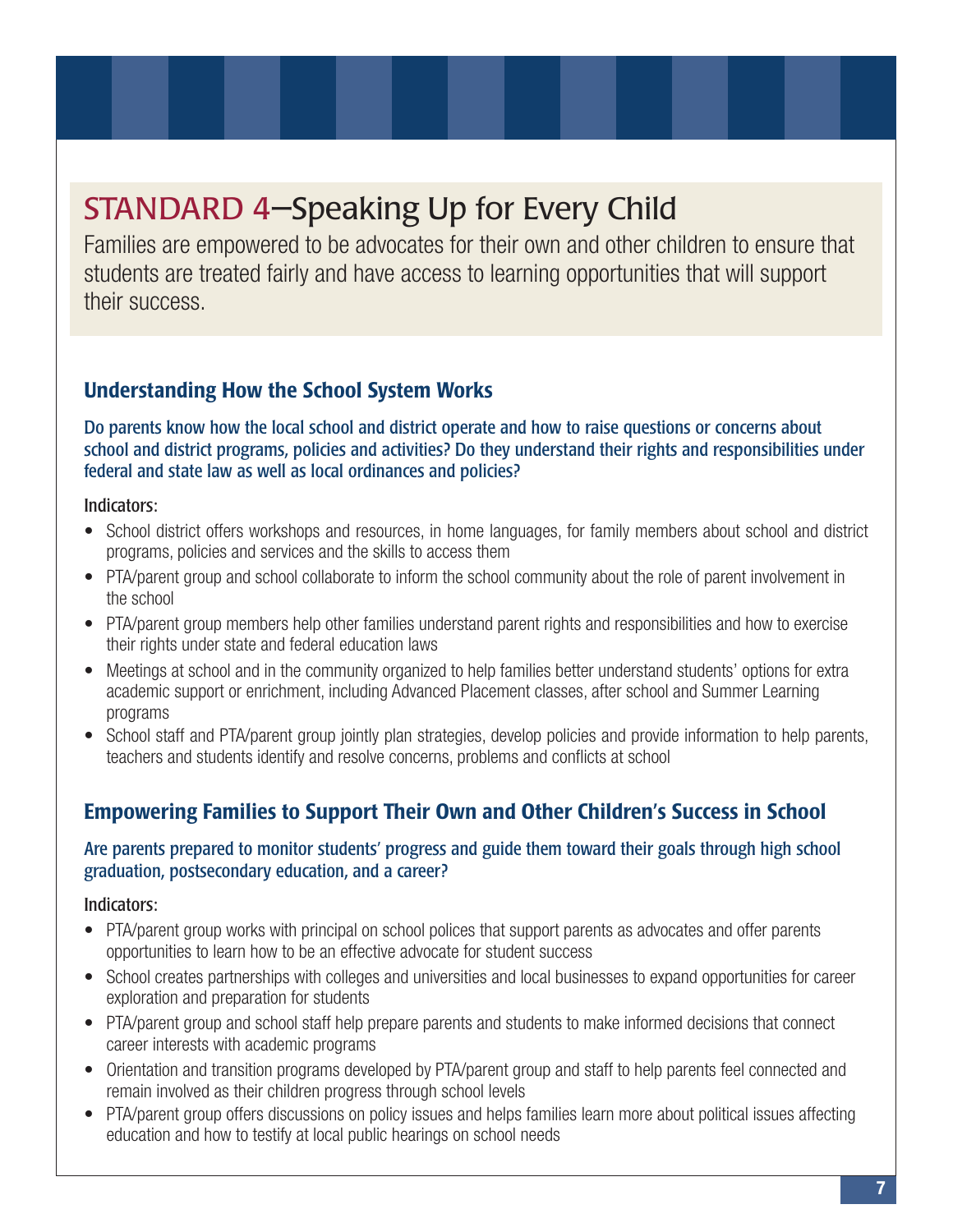# STANDARD 4—Speaking Up for Every Child

Families are empowered to be advocates for their own and other children to ensure that students are treated fairly and have access to learning opportunities that will support their success.

## Understanding How the School System Works

**Do parents know how the local school and district operate and how to raise questions or concerns about school and district programs, policies and activities? Do they understand their rights and responsibilities under federal and state law as well as local ordinances and policies?**

Indicators:

- School district offers workshops and resources, in home languages, for family members about school and district programs, policies and services and the skills to access them
- PTA/parent group and school collaborate to inform the school community about the role of parent involvement in the school
- PTA/parent group members help other families understand parent rights and responsibilities and how to exercise their rights under state and federal education laws
- Meetings at school and in the community organized to help families better understand students' options for extra academic support or enrichment, including Advanced Placement classes, after school and Summer Learning programs
- School staff and PTA/parent group jointly plan strategies, develop policies and provide information to help parents, teachers and students identify and resolve concerns, problems and conflicts at school

## Empowering Families to Support Their Own and Other Children's Success in School

**Are parents prepared to monitor students' progress and guide them toward their goals through high school graduation, postsecondary education, and a career?**

Indicators:

- PTA/parent group works with principal on school polices that support parents as advocates and offer parents opportunities to learn how to be an effective advocate for student success
- School creates partnerships with colleges and universities and local businesses to expand opportunities for career exploration and preparation for students
- PTA/parent group and school staff help prepare parents and students to make informed decisions that connect career interests with academic programs
- Orientation and transition programs developed by PTA/parent group and staff to help parents feel connected and remain involved as their children progress through school levels
- PTA/parent group offers discussions on policy issues and helps families learn more about political issues affecting education and how to testify at local public hearings on school needs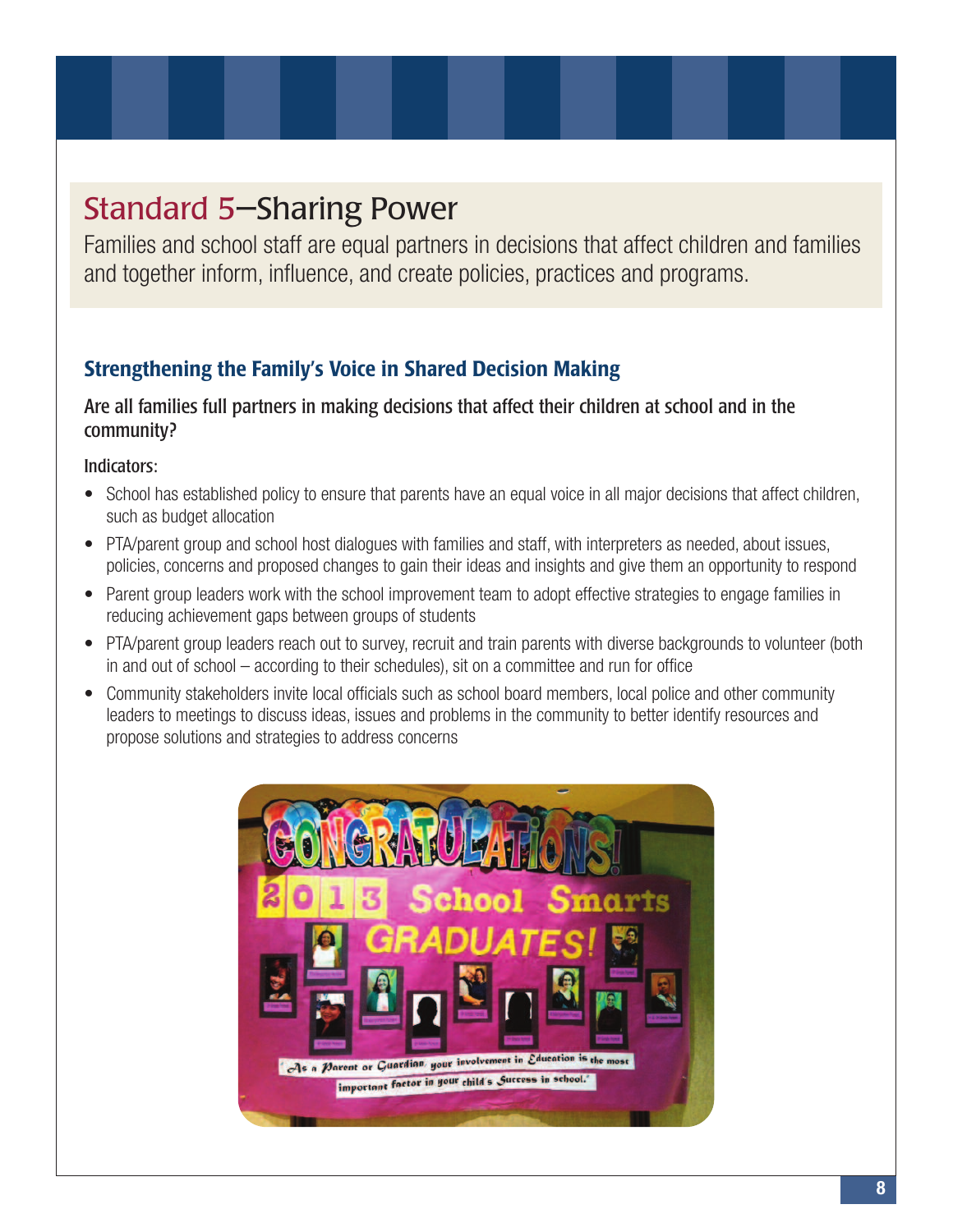# Standard 5—Sharing Power

Families and school staff are equal partners in decisions that affect children and families and together inform, influence, and create policies, practices and programs.

## Strengthening the Family's Voice in Shared Decision Making

### Are all families full partners in making decisions that affect their children at school and in the community?

Indicators:

- School has established policy to ensure that parents have an equal voice in all major decisions that affect children, such as budget allocation
- PTA/parent group and school host dialogues with families and staff, with interpreters as needed, about issues, policies, concerns and proposed changes to gain their ideas and insights and give them an opportunity to respond
- Parent group leaders work with the school improvement team to adopt effective strategies to engage families in reducing achievement gaps between groups of students
- PTA/parent group leaders reach out to survey, recruit and train parents with diverse backgrounds to volunteer (both in and out of school – according to their schedules), sit on a committee and run for office
- Community stakeholders invite local officials such as school board members, local police and other community leaders to meetings to discuss ideas, issues and problems in the community to better identify resources and propose solutions and strategies to address concerns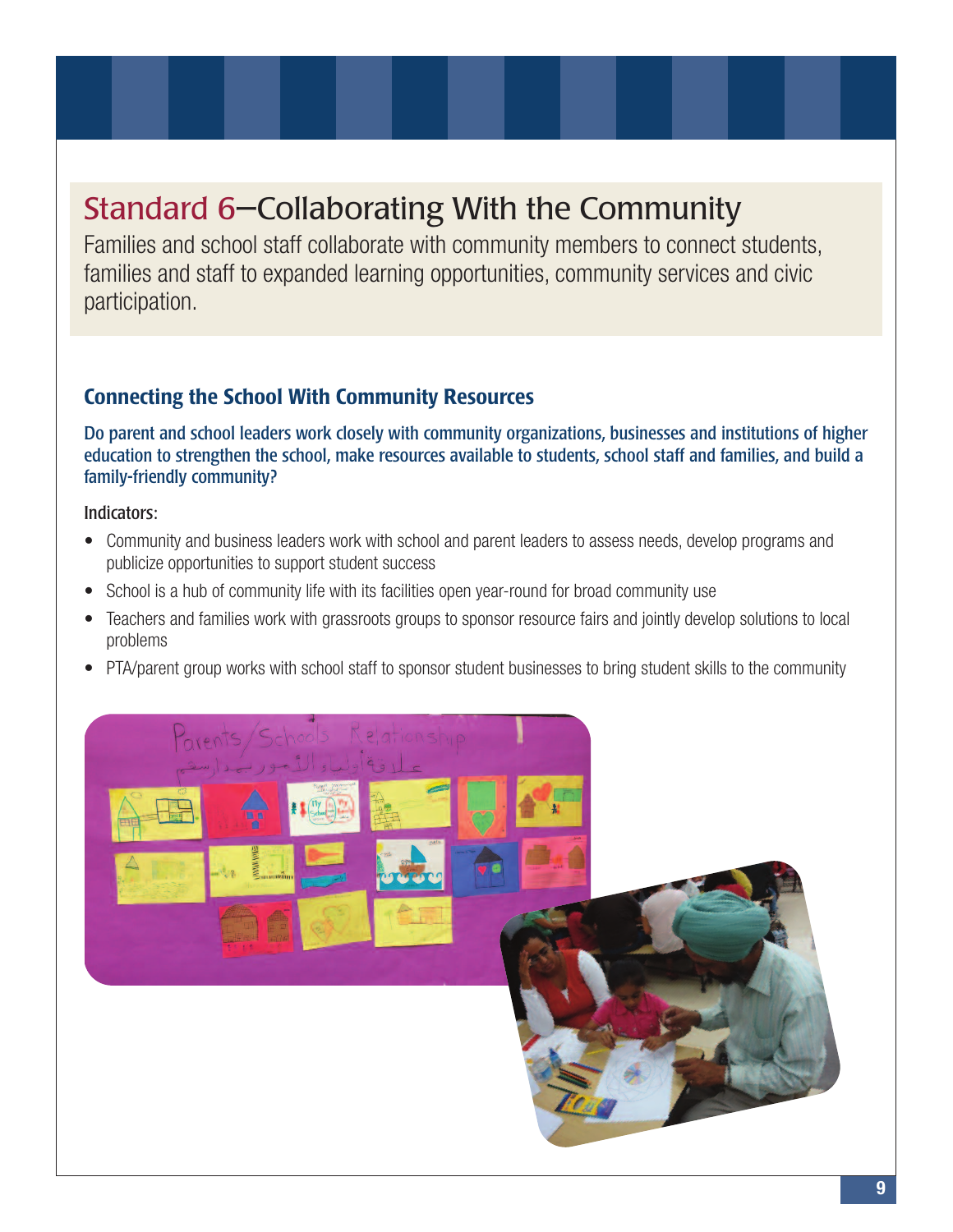# Standard 6—Collaborating With the Community

Families and school staff collaborate with community members to connect students, families and staff to expanded learning opportunities, community services and civic participation.

## Connecting the School With Community Resources

**Do parent and school leaders work closely with community organizations, businesses and institutions of higher education to strengthen the school, make resources available to students, school staff and families, and build a family-friendly community?**

Indicators:

- Community and business leaders work with school and parent leaders to assess needs, develop programs and publicize opportunities to support student success
- School is a hub of community life with its facilities open year-round for broad community use
- Teachers and families work with grassroots groups to sponsor resource fairs and jointly develop solutions to local problems
- PTA/parent group works with school staff to sponsor student businesses to bring student skills to the community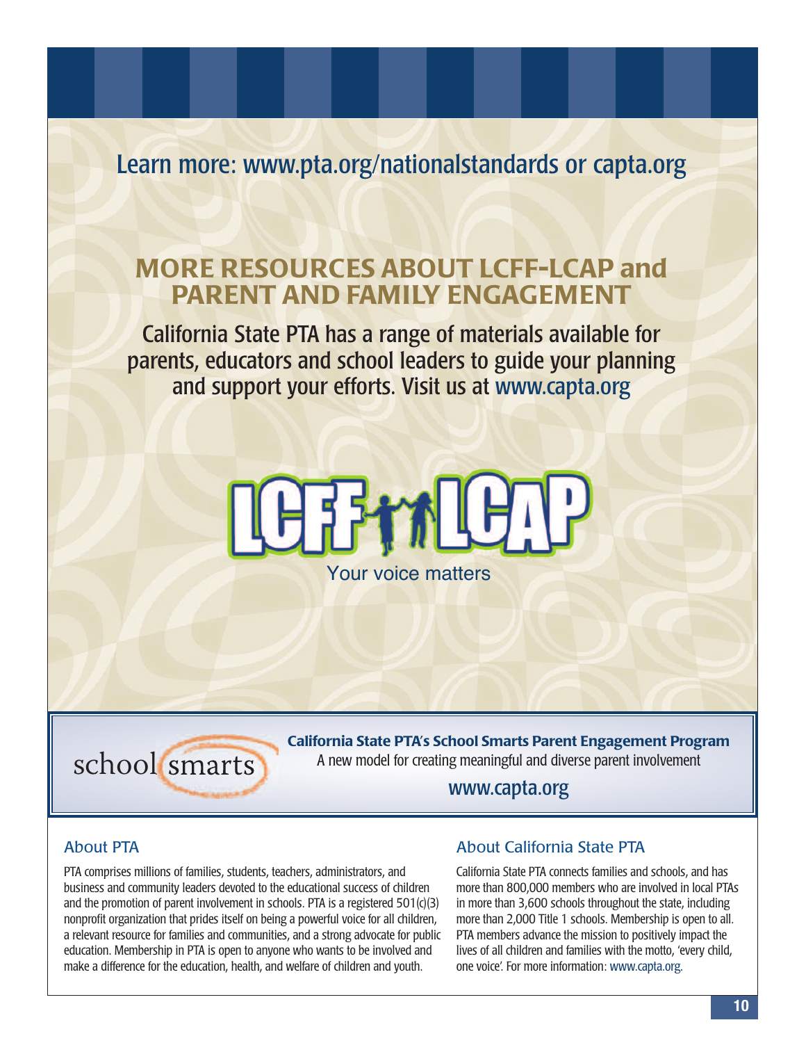Learn more: www.pta.org/nationalstandards or capta.org

## MORE RESOURCES ABOUT LCFF-LCAP and PARENT AND FAMILY ENGAGEMENT

California State PTA has a range of materials available for parents, educators and school leaders to guide your planning and support your efforts. Visit us at www.capta.org

LCFF LCAP

Your voice matters

school smarts

**California State PTA's School Smarts Parent Engagement Program**

A new model for creating meaningful and diverse parent involvement

www.capta.org

### About PTA

PTA comprises millions of families, students, teachers, administrators, and business and community leaders devoted to the educational success of children and the promotion of parent involvement in schools. PTA is a registered 501(c)(3) nonprofit organization that prides itself on being a powerful voice for all children, a relevant resource for families and communities, and a strong advocate for public education. Membership in PTA is open to anyone who wants to be involved and make a difference for the education, health, and welfare of children and youth.

### About California State PTA

California State PTA connects families and schools, and has more than 800,000 members who are involved in local PTAs in more than 3,600 schools throughout the state, including more than 2,000 Title 1 schools. Membership is open to all. PTA members advance the mission to positively impact the lives of all children and families with the motto, 'every child, one voice'. For more information: www.capta.org.